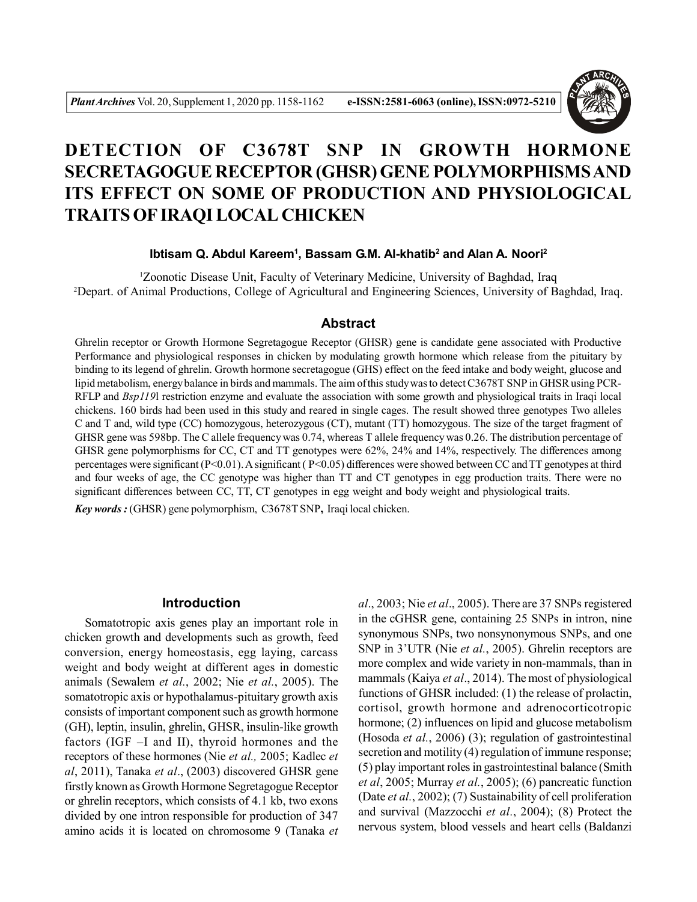# DETECTION OF C3678T SNP IN GROWTH HORMONE SECRETAGOGUE RECEPTOR (GHSR) GENE POLYMORPHISMS AND ITS EFFECT ON SOME OF PRODUCTION AND PHYSIOLOGICAL TRAITS OF IRAQI LOCAL CHICKEN

**Ibtisam Q. Abdul Kareem[1], Bassam G.M. Al-khatib[2] and Alan A. Noori[2]**

[1]Zoonotic Disease Unit, Faculty of Veterinary Medicine, University of Baghdad, Iraq
[2]Depart. of Animal Productions, College of Agricultural and Engineering Sciences, University of Baghdad, Iraq.

## Abstract

Ghrelin receptor or Growth Hormone Segretagogue Receptor (GHSR) gene is candidate gene associated with Productive Performance and physiological responses in chicken by modulating growth hormone which release from the pituitary by binding to its legend of ghrelin. Growth hormone secretagogue (GHS) effect on the feed intake and body weight, glucose and lipid metabolism, energy balance in birds and mammals. The aim of this study was to detect C3678T SNP in GHSR using PCR-RFLP and *Bsp119*I restriction enzyme and evaluate the association with some growth and physiological traits in Iraqi local chickens. 160 birds had been used in this study and reared in single cages. The result showed three genotypes Two alleles C and T and, wild type (CC) homozygous, heterozygous (CT), mutant (TT) homozygous. The size of the target fragment of GHSR gene was 598bp. The C allele frequency was 0.74, whereas T allele frequency was 0.26. The distribution percentage of GHSR gene polymorphisms for CC, CT and TT genotypes were 62%, 24% and 14%, respectively. The differences among percentages were significant ($P<0.01$). A significant ( $P<0.05$) differences were showed between CC and TT genotypes at third and four weeks of age, the CC genotype was higher than TT and CT genotypes in egg production traits. There were no significant differences between CC, TT, CT genotypes in egg weight and body weight and physiological traits.

***Key words :*** (GHSR) gene polymorphism, C3678T SNP**,** Iraqi local chicken.

## Introduction

Somatotropic axis genes play an important role in chicken growth and developments such as growth, feed conversion, energy homeostasis, egg laying, carcass weight and body weight at different ages in domestic animals (Sewalem *et al.*, 2002; Nie *et al.*, 2005). The somatotropic axis or hypothalamus-pituitary growth axis consists of important component such as growth hormone (GH), leptin, insulin, ghrelin, GHSR, insulin-like growth factors (IGF –I and II), thyroid hormones and the receptors of these hormones (Nie *et al.,* 2005; Kadlec *et al*, 2011), Tanaka *et al*., (2003) discovered GHSR gene firstly known as Growth Hormone Segretagogue Receptor or ghrelin receptors, which consists of 4.1 kb, two exons divided by one intron responsible for production of 347 amino acids it is located on chromosome 9 (Tanaka *et al*., 2003; Nie *et al*., 2005). There are 37 SNPs registered in the cGHSR gene, containing 25 SNPs in intron, nine synonymous SNPs, two nonsynonymous SNPs, and one SNP in 3'UTR (Nie *et al.*, 2005). Ghrelin receptors are more complex and wide variety in non-mammals, than in mammals (Kaiya *et al*., 2014). The most of physiological functions of GHSR included: (1) the release of prolactin, cortisol, growth hormone and adrenocorticotropic hormone; (2) influences on lipid and glucose metabolism (Hosoda *et al.*, 2006) (3); regulation of gastrointestinal secretion and motility (4) regulation of immune response; (5) play important roles in gastrointestinal balance (Smith *et al*, 2005; Murray *et al.*, 2005); (6) pancreatic function (Date *et al.*, 2002); (7) Sustainability of cell proliferation and survival (Mazzocchi *et al*., 2004); (8) Protect the nervous system, blood vessels and heart cells (Baldanzi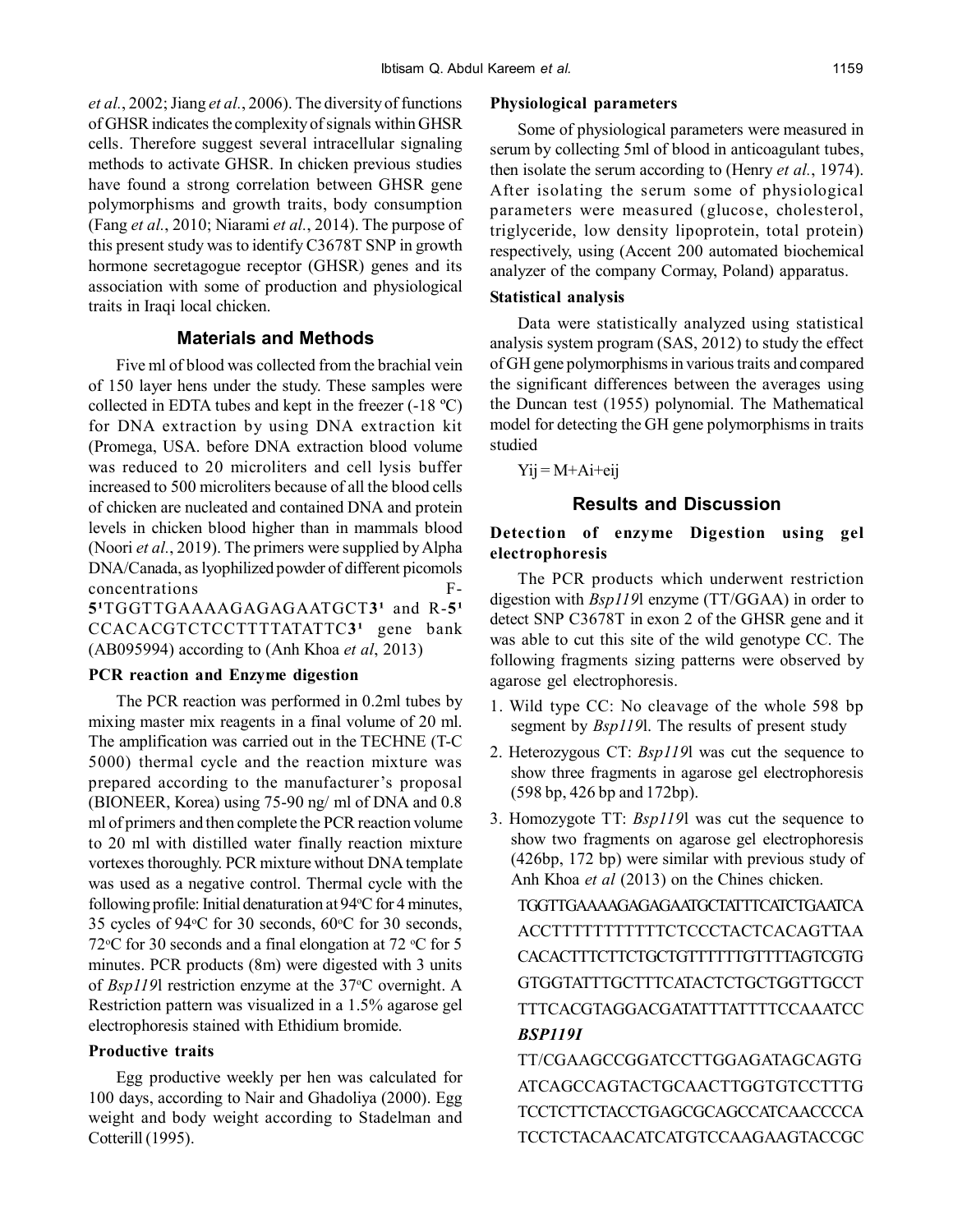*et al.*, 2002; Jiang *et al.*, 2006). The diversity of functions of GHSR indicates the complexity of signals within GHSR cells. Therefore suggest several intracellular signaling methods to activate GHSR. In chicken previous studies have found a strong correlation between GHSR gene polymorphisms and growth traits, body consumption (Fang *et al.*, 2010; Niarami *et al.*, 2014). The purpose of this present study was to identify C3678T SNP in growth hormone secretagogue receptor (GHSR) genes and its association with some of production and physiological traits in Iraqi local chicken.

## Materials and Methods

Five ml of blood was collected from the brachial vein of 150 layer hens under the study. These samples were collected in EDTA tubes and kept in the freezer (-18 ºC) for DNA extraction by using DNA extraction kit (Promega, USA. before DNA extraction blood volume was reduced to 20 microliters and cell lysis buffer increased to 500 microliters because of all the blood cells of chicken are nucleated and contained DNA and protein levels in chicken blood higher than in mammals blood (Noori *et al.*, 2019). The primers were supplied by Alpha DNA/Canada, as lyophilized powder of different picomols concentrations F-**5'**TGGTTGAAAAGAGAGAATGCT**3'** and R-**5'**CCACACGTCTCCTTTTATATTC**3'** gene bank (AB095994) according to (Anh Khoa *et al*, 2013)

### PCR reaction and Enzyme digestion

The PCR reaction was performed in 0.2ml tubes by mixing master mix reagents in a final volume of 20 ml. The amplification was carried out in the TECHNE (T-C 5000) thermal cycle and the reaction mixture was prepared according to the manufacturer's proposal (BIONEER, Korea) using 75-90 ng/ ml of DNA and 0.8 ml of primers and then complete the PCR reaction volume to 20 ml with distilled water finally reaction mixture vortexes thoroughly. PCR mixture without DNA template was used as a negative control. Thermal cycle with the following profile: Initial denaturation at 94ºC for 4 minutes, 35 cycles of 94ºC for 30 seconds, 60ºC for 30 seconds, 72ºC for 30 seconds and a final elongation at 72 ºC for 5 minutes. PCR products (8m) were digested with 3 units of *Bsp119*l restriction enzyme at the 37ºC overnight. A Restriction pattern was visualized in a 1.5% agarose gel electrophoresis stained with Ethidium bromide.

### Productive traits

Egg productive weekly per hen was calculated for 100 days, according to Nair and Ghadoliya (2000). Egg weight and body weight according to Stadelman and Cotterill (1995).

### Physiological parameters

Some of physiological parameters were measured in serum by collecting 5ml of blood in anticoagulant tubes, then isolate the serum according to (Henry *et al.*, 1974). After isolating the serum some of physiological parameters were measured (glucose, cholesterol, triglyceride, low density lipoprotein, total protein) respectively, using (Accent 200 automated biochemical analyzer of the company Cormay, Poland) apparatus.

### Statistical analysis

Data were statistically analyzed using statistical analysis system program (SAS, 2012) to study the effect of GH gene polymorphisms in various traits and compared the significant differences between the averages using the Duncan test (1955) polynomial. The Mathematical model for detecting the GH gene polymorphisms in traits studied

$$Y_{ij} = M + A_i + e_{ij}$$

## Results and Discussion

### Detection of enzyme Digestion using gel electrophoresis

The PCR products which underwent restriction digestion with *Bsp119*l enzyme (TT/GGAA) in order to detect SNP C3678T in exon 2 of the GHSR gene and it was able to cut this site of the wild genotype CC. The following fragments sizing patterns were observed by agarose gel electrophoresis.

1. Wild type CC: No cleavage of the whole 598 bp segment by *Bsp119*l. The results of present study
2. Heterozygous CT: *Bsp119*l was cut the sequence to show three fragments in agarose gel electrophoresis (598 bp, 426 bp and 172bp).
3. Homozygote TT: *Bsp119*l was cut the sequence to show two fragments on agarose gel electrophoresis (426bp, 172 bp) were similar with previous study of Anh Khoa *et al* (2013) on the Chines chicken.

TGGTTGAAAAGAGAGAATGCTATTTCATCTGAATCA
ACCTTTTTTTTTTTCTCCCTACTCACAGTTAA
CACACTTTCTTCTGCTGTTTTTTGTTTTAGTCGTG
GTGGTATTTGCTTTCATACTCTGCTGGTTGCCT
TTTCACGTAGGACGATATTTATTTTCCAAATCC

***BSP119I***

TT/CGAAGCCGGATCCTTGGAGATAGCAGTG
ATCAGCCAGTACTGCAACTTGGTGTCCTTTG
TCCTCTTCTACCTGAGCGCAGCCATCAACCCCA
TCCTCTACAACATCATGTCCAAGAAGTACCGC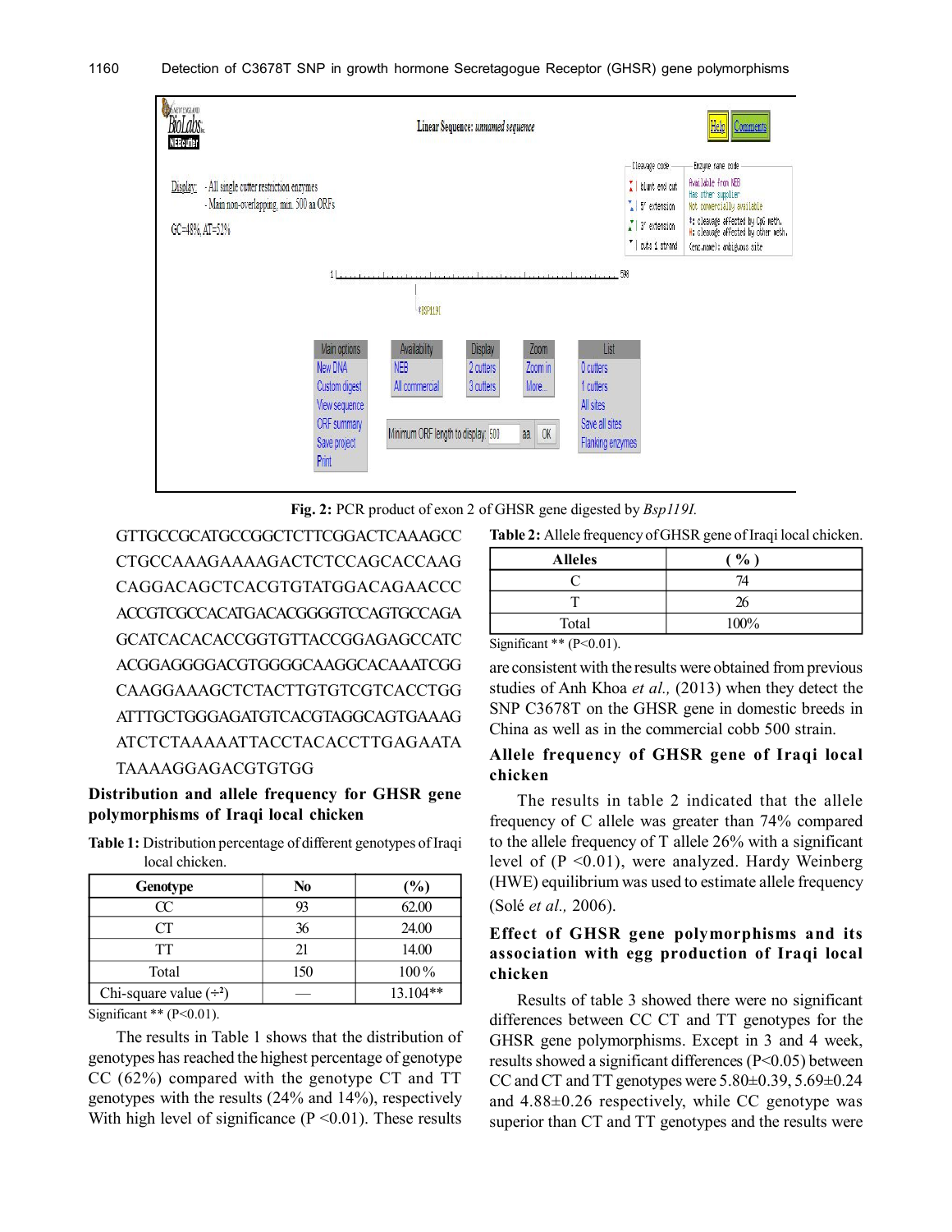**Fig. 2:** PCR product of exon 2 of GHSR gene digested by *Bsp119I.*

GTTGCCGCATGCCGGCTCTTCGGACTCAAAGCC
CTGCCAAAGAAAAGACTCTCCAGCACCAAG
CAGGACAGCTCACGTGTATGGACAGAACCC
ACCGTCGCCACATGACACGGGGTCCAGTGCCAGA
GCATCACACACCGGTGTTACCGGAGAGCCATC
ACGGAGGGGACGTGGGGCAAGGCACAAATCGG
CAAGGAAAGCTCTACTTGTGTCGTCACCTGG
ATTTGCTGGGAGATGTCACGTAGGCAGTGAAAG
ATCTCTAAAAATTACCTACACCTTGAGAATA
TAAAAGGAGACGTGTGG

## Distribution and allele frequency for GHSR gene polymorphisms of Iraqi local chicken

**Table 1:** Distribution percentage of different genotypes of Iraqi local chicken.

| Genotype | No | (%) |
|---|---|---|
| CC | 93 | 62.00 |
| CT | 36 | 24.00 |
| TT | 21 | 14.00 |
| Total | 150 | 100 % |
| Chi-square value ($\chi^2$) | — | 13.104** |

Significant ** (P<0.01).

The results in Table 1 shows that the distribution of genotypes has reached the highest percentage of genotype CC (62%) compared with the genotype CT and TT genotypes with the results (24% and 14%), respectively With high level of significance (P <0.01). These results are consistent with the results were obtained from previous studies of Anh Khoa *et al.,* (2013) when they detect the SNP C3678T on the GHSR gene in domestic breeds in China as well as in the commercial cobb 500 strain.

**Table 2:** Allele frequency of GHSR gene of Iraqi local chicken.

| Alleles | ( % ) |
|---|---|
| C | 74 |
| T | 26 |
| Total | 100% |

Significant ** (P<0.01).

## Allele frequency of GHSR gene of Iraqi local chicken

The results in table 2 indicated that the allele frequency of C allele was greater than 74% compared to the allele frequency of T allele 26% with a significant level of (P <0.01), were analyzed. Hardy Weinberg (HWE) equilibrium was used to estimate allele frequency (Solé *et al.,* 2006).

## Effect of GHSR gene polymorphisms and its association with egg production of Iraqi local chicken

Results of table 3 showed there were no significant differences between CC CT and TT genotypes for the GHSR gene polymorphisms. Except in 3 and 4 week, results showed a significant differences (P<0.05) between CC and CT and TT genotypes were 5.80±0.39, 5.69±0.24 and 4.88±0.26 respectively, while CC genotype was superior than CT and TT genotypes and the results were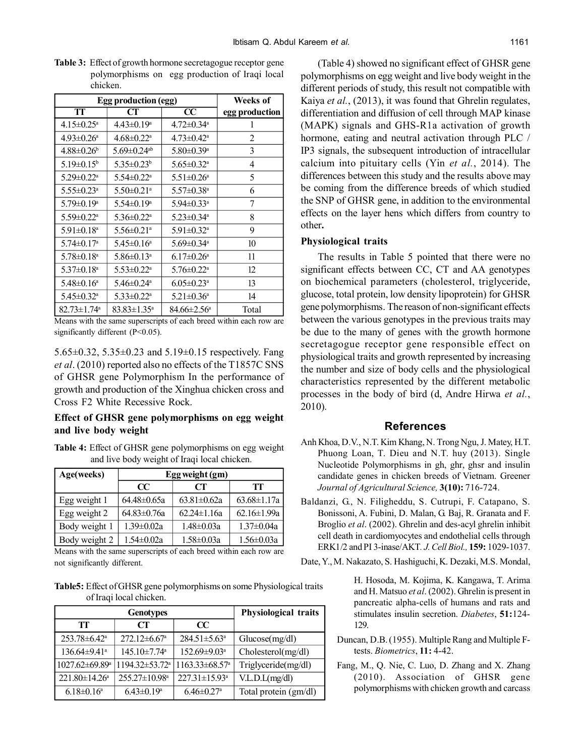**Table 3:** Effect of growth hormone secretagogue receptor gene polymorphisms on egg production of Iraqi local chicken.

| Egg production (egg) | | | Weeks of egg production |
|---|---|---|---|
| TT | CT | CC | |
| 4.15±0.25[a] | 4.43±0.19[a] | 4.72±0.34[a] | 1 |
| 4.93±0.26[a] | 4.68±0.22[a] | 4.73±0.42[a] | 2 |
| 4.88±0.26[b] | 5.69±0.24[ab] | 5.80±0.39[a] | 3 |
| 5.19±0.15[b] | 5.35±0.23[b] | 5.65±0.32[a] | 4 |
| 5.29±0.22[a] | 5.54±0.22[a] | 5.51±0.26[a] | 5 |
| 5.55±0.23[a] | 5.50±0.21[a] | 5.57±0.38[a] | 6 |
| 5.79±0.19[a] | 5.54±0.19[a] | 5.94±0.33[a] | 7 |
| 5.59±0.22[a] | 5.36±0.22[a] | 5.23±0.34[a] | 8 |
| 5.91±0.18[a] | 5.56±0.21[a] | 5.91±0.32[a] | 9 |
| 5.74±0.17[a] | 5.45±0.16[a] | 5.69±0.34[a] | 10 |
| 5.78±0.18[a] | 5.86±0.13[a] | 6.17±0.26[a] | 11 |
| 5.37±0.18[a] | 5.53±0.22[a] | 5.76±0.22[a] | 12 |
| 5.48±0.16[a] | 5.46±0.24[a] | 6.05±0.23[a] | 13 |
| 5.45±0.32[a] | 5.33±0.22[a] | 5.21±0.36[a] | 14 |
| 82.73±1.74[a] | 83.83±1.35[a] | 84.66±2.56[a] | Total |

Means with the same superscripts of each breed within each row are significantly different (P<0.05).

5.65±0.32, 5.35±0.23 and 5.19±0.15 respectively. Fang *et al*. (2010) reported also no effects of the T1857C SNS of GHSR gene Polymorphism In the performance of growth and production of the Xinghua chicken cross and Cross F2 White Recessive Rock.

### Effect of GHSR gene polymorphisms on egg weight and live body weight

**Table 4:** Effect of GHSR gene polymorphisms on egg weight and live body weight of Iraqi local chicken.

| Age(weeks) | Egg weight (gm) | | |
|---|---|---|---|
| | CC | CT | TT |
| Egg weight 1 | 64.48±0.65a | 63.81±0.62a | 63.68±1.17a |
| Egg weight 2 | 64.83±0.76a | 62.24±1.16a | 62.16±1.99a |
| Body weight 1 | 1.39±0.02a | 1.48±0.03a | 1.37±0.04a |
| Body weight 2 | 1.54±0.02a | 1.58±0.03a | 1.56±0.03a |

Means with the same superscripts of each breed within each row are not significantly different.

**Table5:** Effect of GHSR gene polymorphisms on some Physiological traits of Iraqi local chicken.

| Genotypes | | | Physiological traits |
|---|---|---|---|
| TT | CT | CC | |
| 253.78±6.42[a] | 272.12±6.67[a] | 284.51±5.63[a] | Glucose(mg/dl) |
| 136.64±9.41[a] | 145.10±7.74[a] | 152.69±9.03[a] | Cholesterol(mg/dl) |
| 1027.62±69.89[a] | 1194.32±53.72[a] | 1163.33±68.57[a] | Triglyceride(mg/dl) |
| 221.80±14.26[a] | 255.27±10.98[a] | 227.31±15.93[a] | V.L.D.L(mg/dl) |
| 6.18±0.16[a] | 6.43±0.19[a] | 6.46±0.27[a] | Total protein (gm/dl) |

(Table 4) showed no significant effect of GHSR gene polymorphisms on egg weight and live body weight in the different periods of study, this result not compatible with Kaiya *et al.*, (2013), it was found that Ghrelin regulates, differentiation and diffusion of cell through MAP kinase (MAPK) signals and GHS-R1a activation of growth hormone, eating and neutral activation through PLC / IP3 signals, the subsequent introduction of intracellular calcium into pituitary cells (Yin *et al.*, 2014). The differences between this study and the results above may be coming from the difference breeds of which studied the SNP of GHSR gene, in addition to the environmental effects on the layer hens which differs from country to other**.**

### Physiological traits

The results in Table 5 pointed that there were no significant effects between CC, CT and AA genotypes on biochemical parameters (cholesterol, triglyceride, glucose, total protein, low density lipoprotein) for GHSR gene polymorphisms. The reason of non-significant effects between the various genotypes in the previous traits may be due to the many of genes with the growth hormone secretagogue receptor gene responsible effect on physiological traits and growth represented by increasing the number and size of body cells and the physiological characteristics represented by the different metabolic processes in the body of bird (d, Andre Hirwa *et al.*, 2010).

## References

Anh Khoa, D.V., N.T. Kim Khang, N. Trong Ngu, J. Matey, H.T. Phuong Loan, T. Dieu and N.T. huy (2013). Single Nucleotide Polymorphisms in gh, ghr, ghsr and insulin candidate genes in chicken breeds of Vietnam. Greener *Journal of Agricultural Science,* **3(10):** 716-724.

Baldanzi, G., N. Filigheddu, S. Cutrupi, F. Catapano, S. Bonissoni, A. Fubini, D. Malan, G. Baj, R. Granata and F. Broglio *et al*. (2002). Ghrelin and des-acyl ghrelin inhibit cell death in cardiomyocytes and endothelial cells through ERK1/2 and PI 3-inase/AKT. *J. Cell Biol.,* **159:** 1029-1037.

Date, Y., M. Nakazato, S. Hashiguchi, K. Dezaki, M.S. Mondal, H. Hosoda, M. Kojima, K. Kangawa, T. Arima and H. Matsuo *et al*. (2002). Ghrelin is present in pancreatic alpha-cells of humans and rats and stimulates insulin secretion. *Diabetes*, **51:**124-129.

Duncan, D.B. (1955). Multiple Rang and Multiple F-tests. *Biometrics*, **11:** 4-42.

Fang, M., Q. Nie, C. Luo, D. Zhang and X. Zhang (2010). Association of GHSR gene polymorphisms with chicken growth and carcass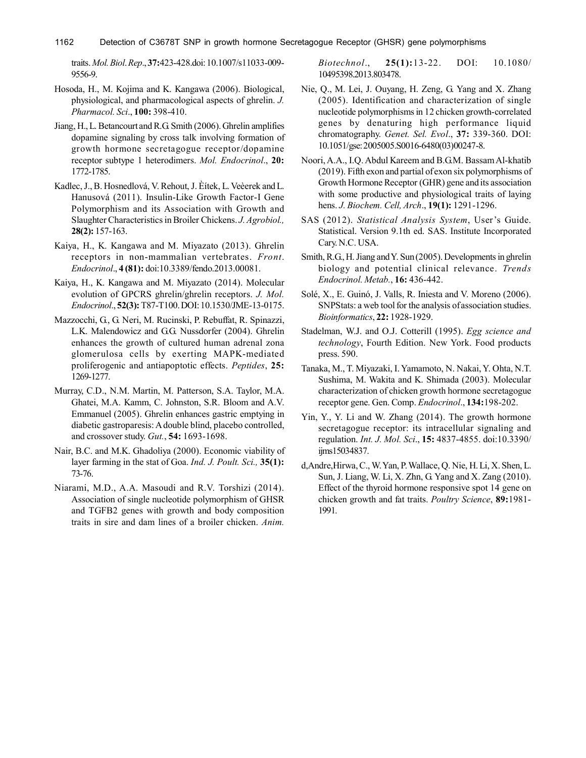traits. *Mol. Biol. Rep*., **37:**423-428.doi: 10.1007/s11033-009-9556-9.

Hosoda, H., M. Kojima and K. Kangawa (2006). Biological, physiological, and pharmacological aspects of ghrelin. *J. Pharmacol. Sci*., **100:** 398-410.

Jiang, H., L. Betancourt and R.G. Smith (2006). Ghrelin amplifies dopamine signaling by cross talk involving formation of growth hormone secretagogue receptor/dopamine receptor subtype 1 heterodimers. *Mol. Endocrinol*., **20:** 1772-1785.

Kadlec, J., B. Hosnedlová, V. Rehout, J. Èítek, L. Veèerek and L. Hanusová (2011). Insulin-Like Growth Factor-I Gene Polymorphism and its Association with Growth and Slaughter Characteristics in Broiler Chickens. *J. Agrobiol.,* **28(2):** 157-163.

Kaiya, H., K. Kangawa and M. Miyazato (2013). Ghrelin receptors in non-mammalian vertebrates. *Front. Endocrinol*., **4 (81):** doi:10.3389/fendo.2013.00081.

Kaiya, H., K. Kangawa and M. Miyazato (2014). Molecular evolution of GPCRS ghrelin/ghrelin receptors. *J. Mol. Endocrinol*., **52(3):** T87-T100. DOI: 10.1530/JME-13-0175.

Mazzocchi, G., G. Neri, M. Rucinski, P. Rebuffat, R. Spinazzi, L.K. Malendowicz and G.G. Nussdorfer (2004). Ghrelin enhances the growth of cultured human adrenal zona glomerulosa cells by exerting MAPK-mediated proliferogenic and antiapoptotic effects. *Peptides*, **25:** 1269-1277.

Murray, C.D., N.M. Martin, M. Patterson, S.A. Taylor, M.A. Ghatei, M.A. Kamm, C. Johnston, S.R. Bloom and A.V. Emmanuel (2005). Ghrelin enhances gastric emptying in diabetic gastroparesis: A double blind, placebo controlled, and crossover study. *Gut.*, **54:** 1693-1698.

Nair, B.C. and M.K. Ghadoliya (2000). Economic viability of layer farming in the stat of Goa. *Ind. J. Poult. Sci.,* **35(1):** 73-76.

Niarami, M.D., A.A. Masoudi and R.V. Torshizi (2014). Association of single nucleotide polymorphism of GHSR and TGFB2 genes with growth and body composition traits in sire and dam lines of a broiler chicken. *Anim. Biotechnol*., **25(1):**13-22. DOI: 10.1080/10495398.2013.803478.

Nie, Q., M. Lei, J. Ouyang, H. Zeng, G. Yang and X. Zhang (2005). Identification and characterization of single nucleotide polymorphisms in 12 chicken growth-correlated genes by denaturing high performance liquid chromatography. *Genet. Sel. Evol*., **37:** 339-360. DOI: 10.1051/gse:2005005.S0016-6480(03)00247-8.

Noori, A.A., I.Q. Abdul Kareem and B.G.M. Bassam Al-khatib (2019). Fifth exon and partial of exon six polymorphisms of Growth Hormone Receptor (GHR) gene and its association with some productive and physiological traits of laying hens. *J. Biochem. Cell, Arch*., **19(1):** 1291-1296.

SAS (2012). *Statistical Analysis System*, User's Guide. Statistical. Version 9.1th ed. SAS. Institute Incorporated Cary. N.C. USA.

Smith, R.G., H. Jiang and Y. Sun (2005). Developments in ghrelin biology and potential clinical relevance. *Trends Endocrinol. Metab.*, **16:** 436-442.

Solé, X., E. Guinó, J. Valls, R. Iniesta and V. Moreno (2006). SNPStats: a web tool for the analysis of association studies. *Bioinformatics*, **22:** 1928-1929.

Stadelman, W.J. and O.J. Cotterill (1995). *Egg science and technology*, Fourth Edition. New York. Food products press. 590.

Tanaka, M., T. Miyazaki, I. Yamamoto, N. Nakai, Y. Ohta, N.T. Sushima, M. Wakita and K. Shimada (2003). Molecular characterization of chicken growth hormone secretagogue receptor gene. Gen. Comp. *Endocrinol*., **134:**198-202.

Yin, Y., Y. Li and W. Zhang (2014). The growth hormone secretagogue receptor: its intracellular signaling and regulation. *Int. J. Mol. Sci*., **15:** 4837-4855. doi:10.3390/ijms15034837.

d,Andre,Hirwa, C., W. Yan, P. Wallace, Q. Nie, H. Li, X. Shen, L. Sun, J. Liang, W. Li, X. Zhn, G. Yang and X. Zang (2010). Effect of the thyroid hormone responsive spot 14 gene on chicken growth and fat traits. *Poultry Science*, **89:**1981-1991.